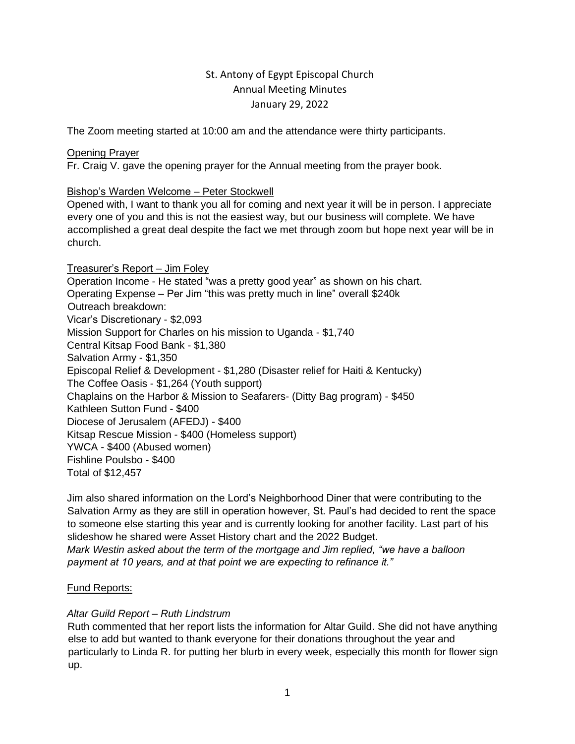# St. Antony of Egypt Episcopal Church
## Annual Meeting Minutes
### January 29, 2022

The Zoom meeting started at 10:00 am and the attendance were thirty participants.

Opening Prayer

Fr. Craig V. gave the opening prayer for the Annual meeting from the prayer book.

Bishop's Warden Welcome – Peter Stockwell

Opened with, I want to thank you all for coming and next year it will be in person. I appreciate every one of you and this is not the easiest way, but our business will complete. We have accomplished a great deal despite the fact we met through zoom but hope next year will be in church.

Treasurer's Report – Jim Foley

Operation Income - He stated "was a pretty good year" as shown on his chart.
Operating Expense – Per Jim "this was pretty much in line" overall $240k
Outreach breakdown:
Vicar's Discretionary - $2,093
Mission Support for Charles on his mission to Uganda - $1,740
Central Kitsap Food Bank - $1,380
Salvation Army - $1,350
Episcopal Relief & Development - $1,280 (Disaster relief for Haiti & Kentucky)
The Coffee Oasis - $1,264 (Youth support)
Chaplains on the Harbor & Mission to Seafarers- (Ditty Bag program) - $450
Kathleen Sutton Fund - $400
Diocese of Jerusalem (AFEDJ) - $400
Kitsap Rescue Mission - $400 (Homeless support)
YWCA - $400 (Abused women)
Fishline Poulsbo - $400
Total of $12,457

Jim also shared information on the Lord's Neighborhood Diner that were contributing to the Salvation Army as they are still in operation however, St. Paul's had decided to rent the space to someone else starting this year and is currently looking for another facility. Last part of his slideshow he shared were Asset History chart and the 2022 Budget.
*Mark Westin asked about the term of the mortgage and Jim replied, "we have a balloon payment at 10 years, and at that point we are expecting to refinance it."*

Fund Reports:

*Altar Guild Report – Ruth Lindstrum*

Ruth commented that her report lists the information for Altar Guild. She did not have anything else to add but wanted to thank everyone for their donations throughout the year and particularly to Linda R. for putting her blurb in every week, especially this month for flower sign up.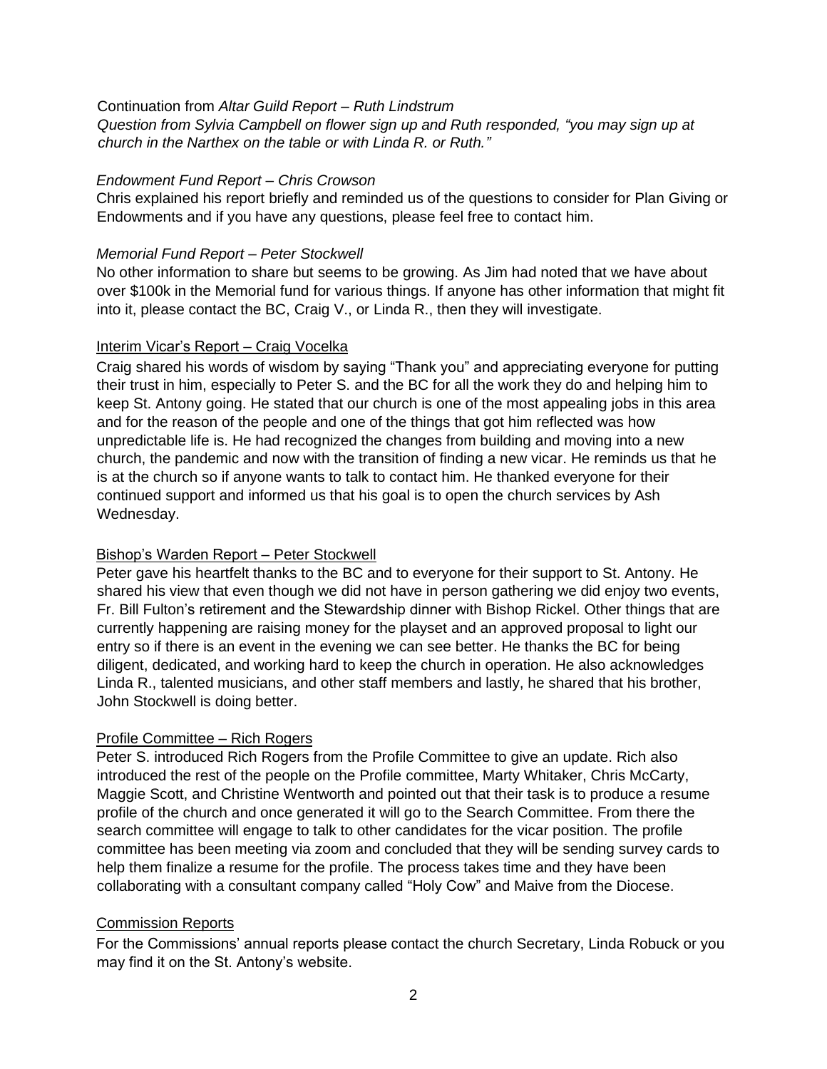Continuation from *Altar Guild Report – Ruth Lindstrum*

*Question from Sylvia Campbell on flower sign up and Ruth responded, "you may sign up at church in the Narthex on the table or with Linda R. or Ruth."*

*Endowment Fund Report – Chris Crowson*

Chris explained his report briefly and reminded us of the questions to consider for Plan Giving or Endowments and if you have any questions, please feel free to contact him.

*Memorial Fund Report – Peter Stockwell*

No other information to share but seems to be growing. As Jim had noted that we have about over $100k in the Memorial fund for various things. If anyone has other information that might fit into it, please contact the BC, Craig V., or Linda R., then they will investigate.

Interim Vicar's Report – Craig Vocelka

Craig shared his words of wisdom by saying "Thank you" and appreciating everyone for putting their trust in him, especially to Peter S. and the BC for all the work they do and helping him to keep St. Antony going. He stated that our church is one of the most appealing jobs in this area and for the reason of the people and one of the things that got him reflected was how unpredictable life is. He had recognized the changes from building and moving into a new church, the pandemic and now with the transition of finding a new vicar. He reminds us that he is at the church so if anyone wants to talk to contact him. He thanked everyone for their continued support and informed us that his goal is to open the church services by Ash Wednesday.

Bishop's Warden Report – Peter Stockwell

Peter gave his heartfelt thanks to the BC and to everyone for their support to St. Antony. He shared his view that even though we did not have in person gathering we did enjoy two events, Fr. Bill Fulton's retirement and the Stewardship dinner with Bishop Rickel. Other things that are currently happening are raising money for the playset and an approved proposal to light our entry so if there is an event in the evening we can see better. He thanks the BC for being diligent, dedicated, and working hard to keep the church in operation. He also acknowledges Linda R., talented musicians, and other staff members and lastly, he shared that his brother, John Stockwell is doing better.

Profile Committee – Rich Rogers

Peter S. introduced Rich Rogers from the Profile Committee to give an update. Rich also introduced the rest of the people on the Profile committee, Marty Whitaker, Chris McCarty, Maggie Scott, and Christine Wentworth and pointed out that their task is to produce a resume profile of the church and once generated it will go to the Search Committee. From there the search committee will engage to talk to other candidates for the vicar position. The profile committee has been meeting via zoom and concluded that they will be sending survey cards to help them finalize a resume for the profile. The process takes time and they have been collaborating with a consultant company called "Holy Cow" and Maive from the Diocese.

Commission Reports

For the Commissions' annual reports please contact the church Secretary, Linda Robuck or you may find it on the St. Antony's website.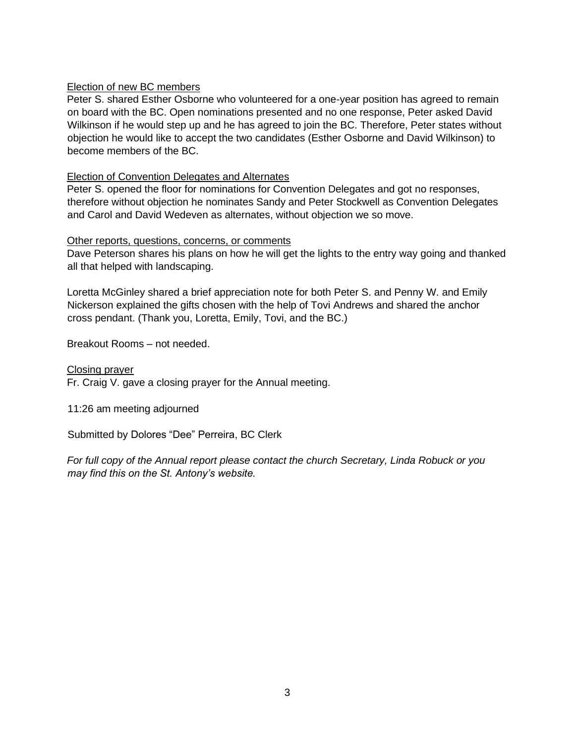Election of new BC members

Peter S. shared Esther Osborne who volunteered for a one-year position has agreed to remain on board with the BC. Open nominations presented and no one response, Peter asked David Wilkinson if he would step up and he has agreed to join the BC. Therefore, Peter states without objection he would like to accept the two candidates (Esther Osborne and David Wilkinson) to become members of the BC.

Election of Convention Delegates and Alternates

Peter S. opened the floor for nominations for Convention Delegates and got no responses, therefore without objection he nominates Sandy and Peter Stockwell as Convention Delegates and Carol and David Wedeven as alternates, without objection we so move.

Other reports, questions, concerns, or comments

Dave Peterson shares his plans on how he will get the lights to the entry way going and thanked all that helped with landscaping.

Loretta McGinley shared a brief appreciation note for both Peter S. and Penny W. and Emily Nickerson explained the gifts chosen with the help of Tovi Andrews and shared the anchor cross pendant. (Thank you, Loretta, Emily, Tovi, and the BC.)

Breakout Rooms – not needed.

Closing prayer

Fr. Craig V. gave a closing prayer for the Annual meeting.

11:26 am meeting adjourned

Submitted by Dolores "Dee" Perreira, BC Clerk

*For full copy of the Annual report please contact the church Secretary, Linda Robuck or you may find this on the St. Antony's website.*